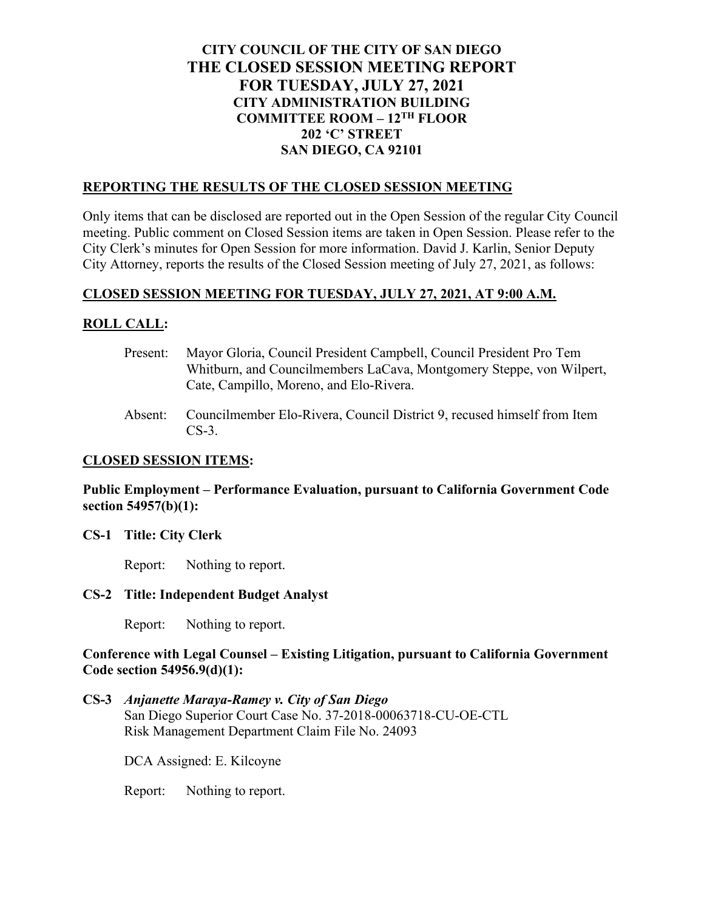# CITY COUNCIL OF THE CITY OF SAN DIEGO
# THE CLOSED SESSION MEETING REPORT
# FOR TUESDAY, JULY 27, 2021

**CITY ADMINISTRATION BUILDING**
**COMMITTEE ROOM – 12TH FLOOR**
**202 'C' STREET**
**SAN DIEGO, CA 92101**

## REPORTING THE RESULTS OF THE CLOSED SESSION MEETING

Only items that can be disclosed are reported out in the Open Session of the regular City Council meeting. Public comment on Closed Session items are taken in Open Session. Please refer to the City Clerk's minutes for Open Session for more information. David J. Karlin, Senior Deputy City Attorney, reports the results of the Closed Session meeting of July 27, 2021, as follows:

## CLOSED SESSION MEETING FOR TUESDAY, JULY 27, 2021, AT 9:00 A.M.

## ROLL CALL:

Present: Mayor Gloria, Council President Campbell, Council President Pro Tem Whitburn, and Councilmembers LaCava, Montgomery Steppe, von Wilpert, Cate, Campillo, Moreno, and Elo-Rivera.

Absent: Councilmember Elo-Rivera, Council District 9, recused himself from Item CS-3.

## CLOSED SESSION ITEMS:

**Public Employment – Performance Evaluation, pursuant to California Government Code section 54957(b)(1):**

**CS-1 Title: City Clerk**

Report: Nothing to report.

**CS-2 Title: Independent Budget Analyst**

Report: Nothing to report.

**Conference with Legal Counsel – Existing Litigation, pursuant to California Government Code section 54956.9(d)(1):**

**CS-3** ***Anjanette Maraya-Ramey v. City of San Diego***
San Diego Superior Court Case No. 37-2018-00063718-CU-OE-CTL
Risk Management Department Claim File No. 24093

DCA Assigned: E. Kilcoyne

Report: Nothing to report.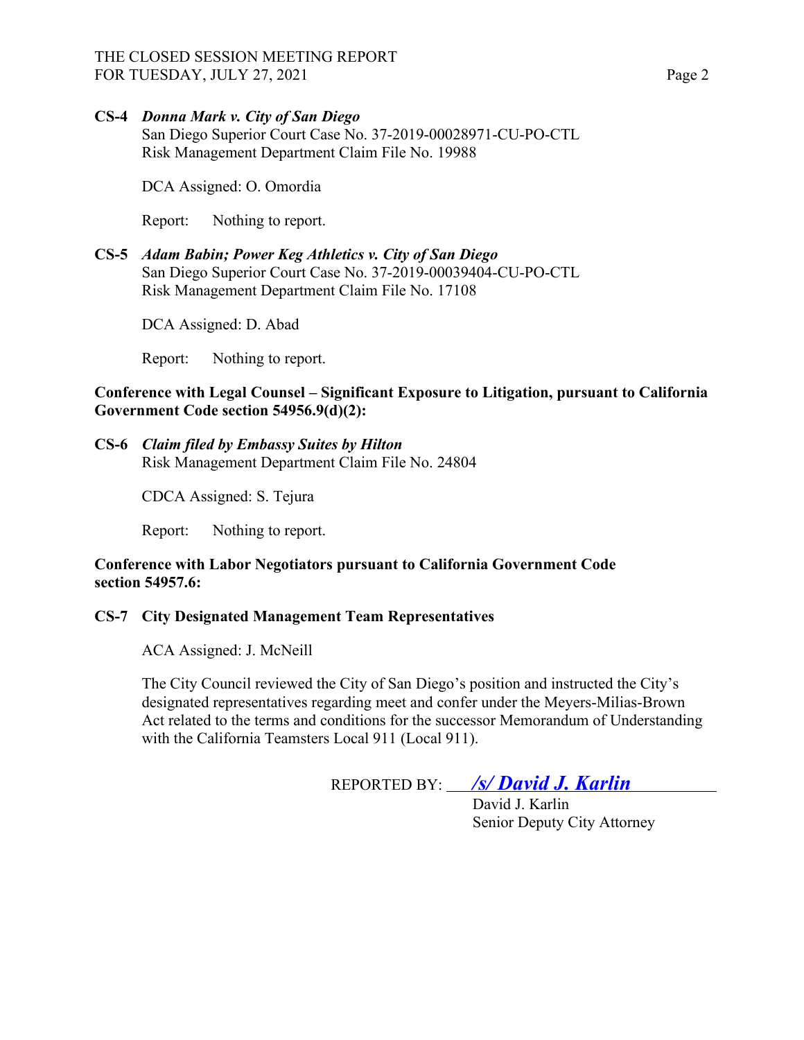**CS-4** ***Donna Mark v. City of San Diego***
San Diego Superior Court Case No. 37-2019-00028971-CU-PO-CTL
Risk Management Department Claim File No. 19988

DCA Assigned: O. Omordia

Report: Nothing to report.

**CS-5** ***Adam Babin; Power Keg Athletics v. City of San Diego***
San Diego Superior Court Case No. 37-2019-00039404-CU-PO-CTL
Risk Management Department Claim File No. 17108

DCA Assigned: D. Abad

Report: Nothing to report.

**Conference with Legal Counsel – Significant Exposure to Litigation, pursuant to California Government Code section 54956.9(d)(2):**

**CS-6** ***Claim filed by Embassy Suites by Hilton***
Risk Management Department Claim File No. 24804

CDCA Assigned: S. Tejura

Report: Nothing to report.

**Conference with Labor Negotiators pursuant to California Government Code section 54957.6:**

**CS-7** **City Designated Management Team Representatives**

ACA Assigned: J. McNeill

The City Council reviewed the City of San Diego's position and instructed the City's designated representatives regarding meet and confer under the Meyers-Milias-Brown Act related to the terms and conditions for the successor Memorandum of Understanding with the California Teamsters Local 911 (Local 911).

REPORTED BY: ***/s/ David J. Karlin***
David J. Karlin
Senior Deputy City Attorney